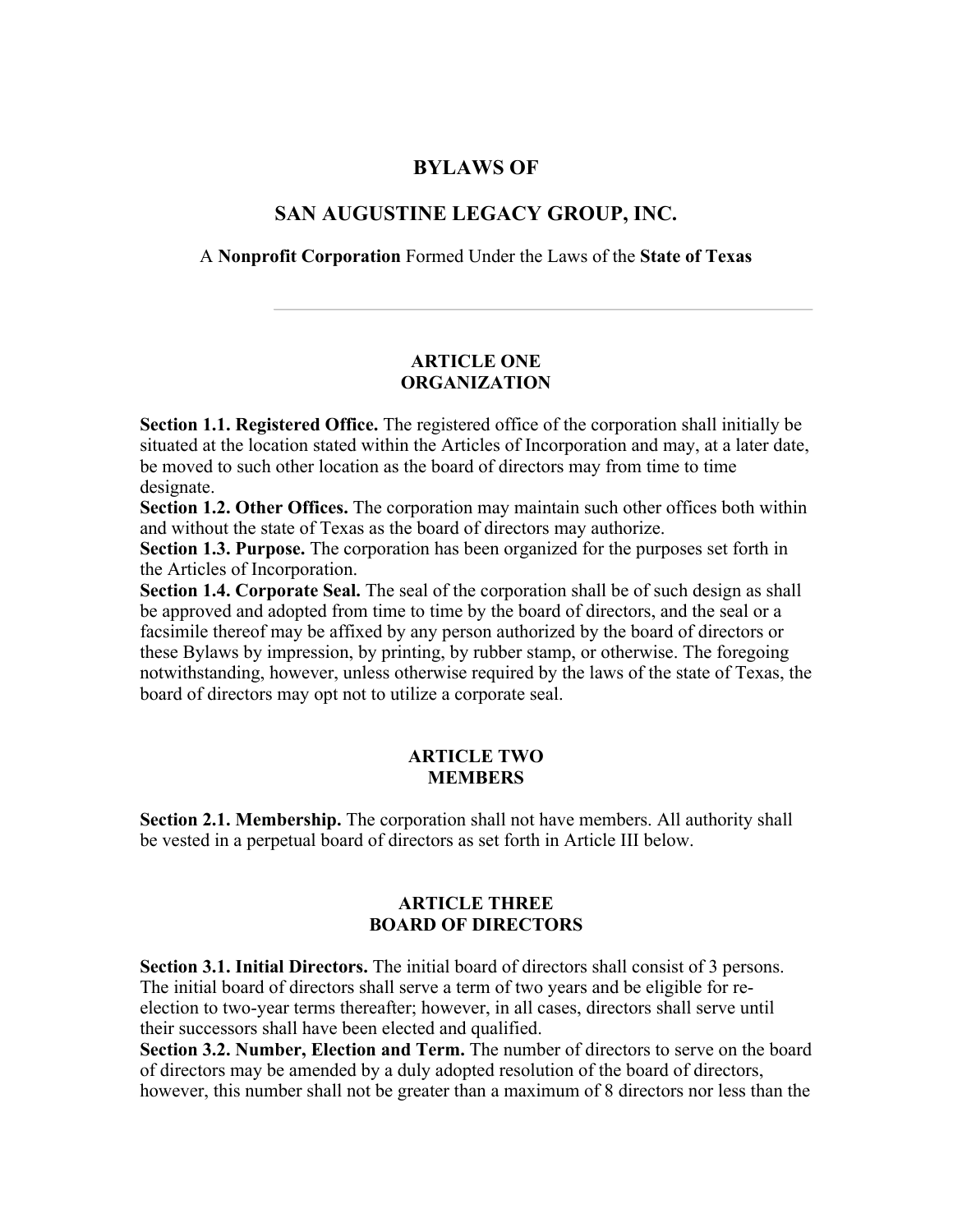# BYLAWS OF

# SAN AUGUSTINE LEGACY GROUP, INC.

A **Nonprofit Corporation** Formed Under the Laws of the **State of Texas**

---

## ARTICLE ONE
## ORGANIZATION

**Section 1.1. Registered Office.** The registered office of the corporation shall initially be situated at the location stated within the Articles of Incorporation and may, at a later date, be moved to such other location as the board of directors may from time to time designate.

**Section 1.2. Other Offices.** The corporation may maintain such other offices both within and without the state of Texas as the board of directors may authorize.

**Section 1.3. Purpose.** The corporation has been organized for the purposes set forth in the Articles of Incorporation.

**Section 1.4. Corporate Seal.** The seal of the corporation shall be of such design as shall be approved and adopted from time to time by the board of directors, and the seal or a facsimile thereof may be affixed by any person authorized by the board of directors or these Bylaws by impression, by printing, by rubber stamp, or otherwise. The foregoing notwithstanding, however, unless otherwise required by the laws of the state of Texas, the board of directors may opt not to utilize a corporate seal.

## ARTICLE TWO
## MEMBERS

**Section 2.1. Membership.** The corporation shall not have members. All authority shall be vested in a perpetual board of directors as set forth in Article III below.

## ARTICLE THREE
## BOARD OF DIRECTORS

**Section 3.1. Initial Directors.** The initial board of directors shall consist of 3 persons. The initial board of directors shall serve a term of two years and be eligible for re-election to two-year terms thereafter; however, in all cases, directors shall serve until their successors shall have been elected and qualified.

**Section 3.2. Number, Election and Term.** The number of directors to serve on the board of directors may be amended by a duly adopted resolution of the board of directors, however, this number shall not be greater than a maximum of 8 directors nor less than the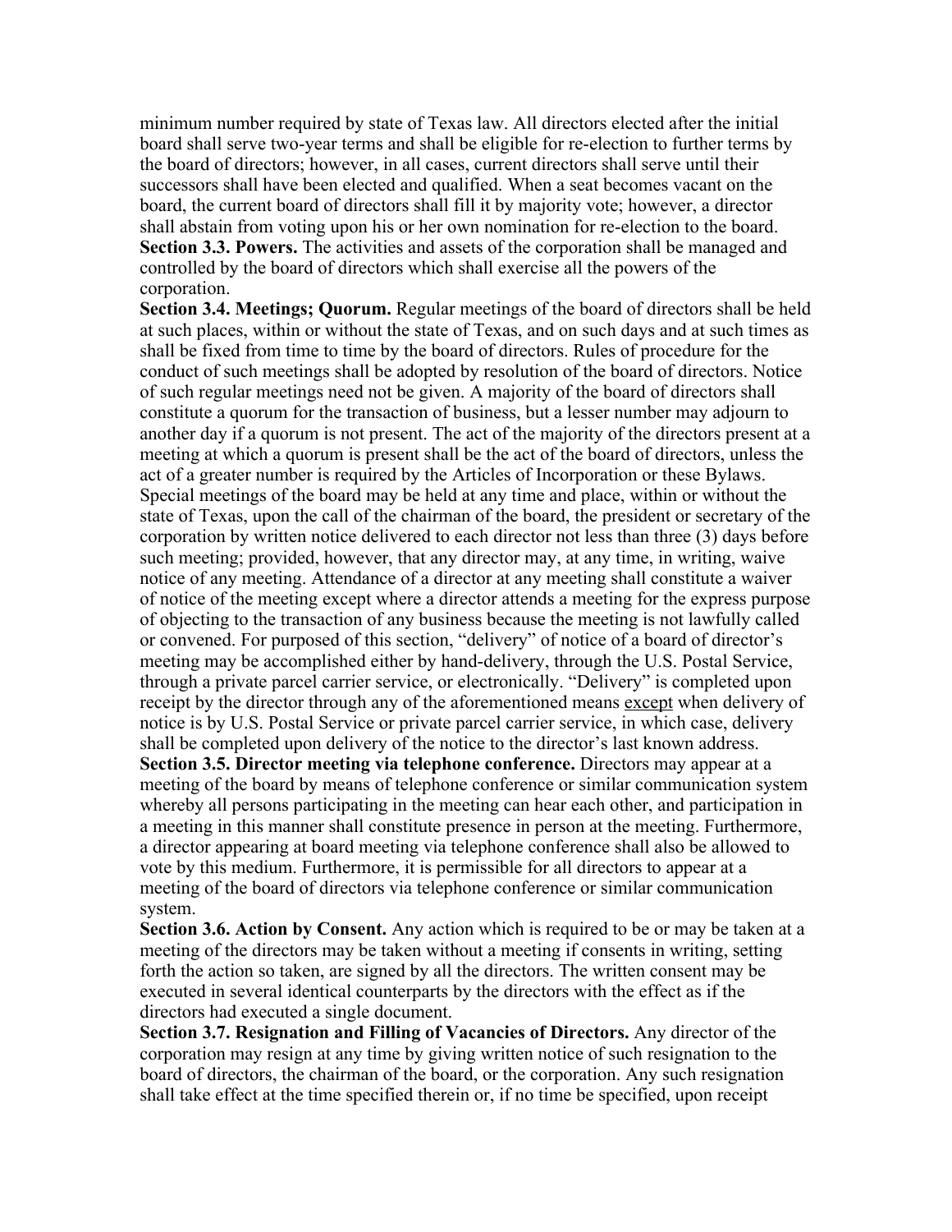minimum number required by state of Texas law. All directors elected after the initial board shall serve two-year terms and shall be eligible for re-election to further terms by the board of directors; however, in all cases, current directors shall serve until their successors shall have been elected and qualified. When a seat becomes vacant on the board, the current board of directors shall fill it by majority vote; however, a director shall abstain from voting upon his or her own nomination for re-election to the board.

**Section 3.3. Powers.** The activities and assets of the corporation shall be managed and controlled by the board of directors which shall exercise all the powers of the corporation.

**Section 3.4. Meetings; Quorum.** Regular meetings of the board of directors shall be held at such places, within or without the state of Texas, and on such days and at such times as shall be fixed from time to time by the board of directors. Rules of procedure for the conduct of such meetings shall be adopted by resolution of the board of directors. Notice of such regular meetings need not be given. A majority of the board of directors shall constitute a quorum for the transaction of business, but a lesser number may adjourn to another day if a quorum is not present. The act of the majority of the directors present at a meeting at which a quorum is present shall be the act of the board of directors, unless the act of a greater number is required by the Articles of Incorporation or these Bylaws. Special meetings of the board may be held at any time and place, within or without the state of Texas, upon the call of the chairman of the board, the president or secretary of the corporation by written notice delivered to each director not less than three (3) days before such meeting; provided, however, that any director may, at any time, in writing, waive notice of any meeting. Attendance of a director at any meeting shall constitute a waiver of notice of the meeting except where a director attends a meeting for the express purpose of objecting to the transaction of any business because the meeting is not lawfully called or convened. For purposed of this section, "delivery" of notice of a board of director's meeting may be accomplished either by hand-delivery, through the U.S. Postal Service, through a private parcel carrier service, or electronically. "Delivery" is completed upon receipt by the director through any of the aforementioned means <u>except</u> when delivery of notice is by U.S. Postal Service or private parcel carrier service, in which case, delivery shall be completed upon delivery of the notice to the director's last known address.

**Section 3.5. Director meeting via telephone conference.** Directors may appear at a meeting of the board by means of telephone conference or similar communication system whereby all persons participating in the meeting can hear each other, and participation in a meeting in this manner shall constitute presence in person at the meeting. Furthermore, a director appearing at board meeting via telephone conference shall also be allowed to vote by this medium. Furthermore, it is permissible for all directors to appear at a meeting of the board of directors via telephone conference or similar communication system.

**Section 3.6. Action by Consent.** Any action which is required to be or may be taken at a meeting of the directors may be taken without a meeting if consents in writing, setting forth the action so taken, are signed by all the directors. The written consent may be executed in several identical counterparts by the directors with the effect as if the directors had executed a single document.

**Section 3.7. Resignation and Filling of Vacancies of Directors.** Any director of the corporation may resign at any time by giving written notice of such resignation to the board of directors, the chairman of the board, or the corporation. Any such resignation shall take effect at the time specified therein or, if no time be specified, upon receipt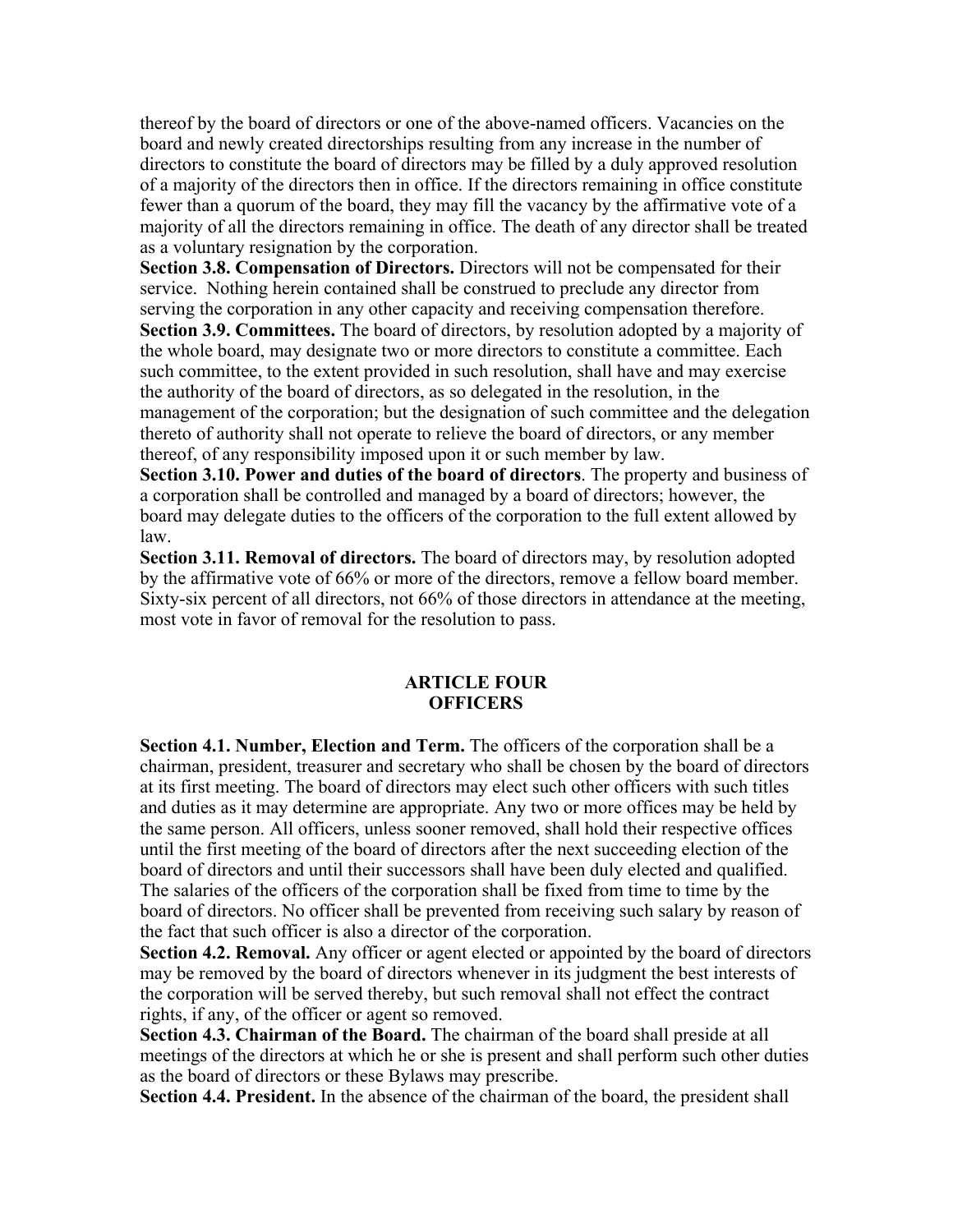thereof by the board of directors or one of the above-named officers. Vacancies on the board and newly created directorships resulting from any increase in the number of directors to constitute the board of directors may be filled by a duly approved resolution of a majority of the directors then in office. If the directors remaining in office constitute fewer than a quorum of the board, they may fill the vacancy by the affirmative vote of a majority of all the directors remaining in office. The death of any director shall be treated as a voluntary resignation by the corporation.

**Section 3.8. Compensation of Directors.** Directors will not be compensated for their service. Nothing herein contained shall be construed to preclude any director from serving the corporation in any other capacity and receiving compensation therefore.

**Section 3.9. Committees.** The board of directors, by resolution adopted by a majority of the whole board, may designate two or more directors to constitute a committee. Each such committee, to the extent provided in such resolution, shall have and may exercise the authority of the board of directors, as so delegated in the resolution, in the management of the corporation; but the designation of such committee and the delegation thereto of authority shall not operate to relieve the board of directors, or any member thereof, of any responsibility imposed upon it or such member by law.

**Section 3.10. Power and duties of the board of directors**. The property and business of a corporation shall be controlled and managed by a board of directors; however, the board may delegate duties to the officers of the corporation to the full extent allowed by law.

**Section 3.11. Removal of directors.** The board of directors may, by resolution adopted by the affirmative vote of 66% or more of the directors, remove a fellow board member. Sixty-six percent of all directors, not 66% of those directors in attendance at the meeting, most vote in favor of removal for the resolution to pass.

## ARTICLE FOUR
## OFFICERS

**Section 4.1. Number, Election and Term.** The officers of the corporation shall be a chairman, president, treasurer and secretary who shall be chosen by the board of directors at its first meeting. The board of directors may elect such other officers with such titles and duties as it may determine are appropriate. Any two or more offices may be held by the same person. All officers, unless sooner removed, shall hold their respective offices until the first meeting of the board of directors after the next succeeding election of the board of directors and until their successors shall have been duly elected and qualified. The salaries of the officers of the corporation shall be fixed from time to time by the board of directors. No officer shall be prevented from receiving such salary by reason of the fact that such officer is also a director of the corporation.

**Section 4.2. Removal.** Any officer or agent elected or appointed by the board of directors may be removed by the board of directors whenever in its judgment the best interests of the corporation will be served thereby, but such removal shall not effect the contract rights, if any, of the officer or agent so removed.

**Section 4.3. Chairman of the Board.** The chairman of the board shall preside at all meetings of the directors at which he or she is present and shall perform such other duties as the board of directors or these Bylaws may prescribe.

**Section 4.4. President.** In the absence of the chairman of the board, the president shall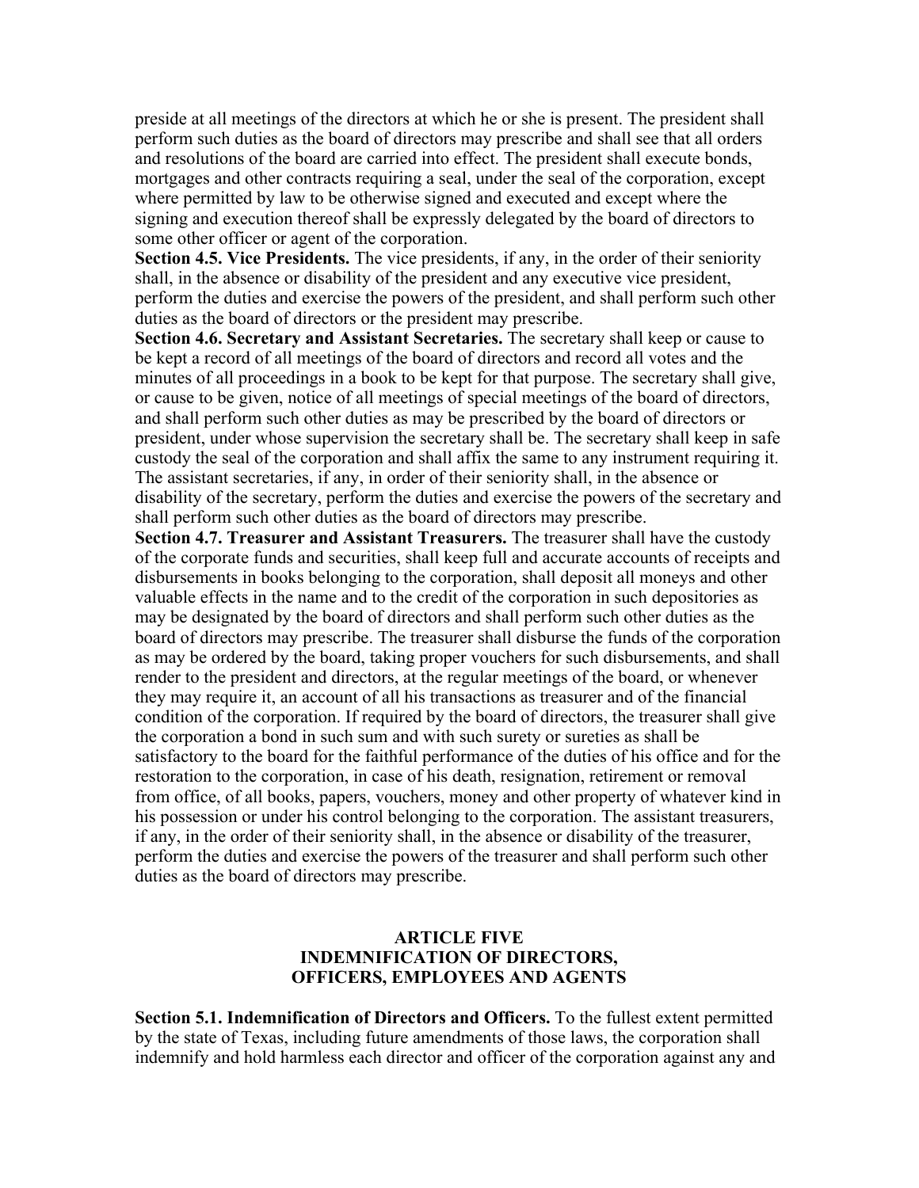preside at all meetings of the directors at which he or she is present. The president shall perform such duties as the board of directors may prescribe and shall see that all orders and resolutions of the board are carried into effect. The president shall execute bonds, mortgages and other contracts requiring a seal, under the seal of the corporation, except where permitted by law to be otherwise signed and executed and except where the signing and execution thereof shall be expressly delegated by the board of directors to some other officer or agent of the corporation.

**Section 4.5. Vice Presidents.** The vice presidents, if any, in the order of their seniority shall, in the absence or disability of the president and any executive vice president, perform the duties and exercise the powers of the president, and shall perform such other duties as the board of directors or the president may prescribe.

**Section 4.6. Secretary and Assistant Secretaries.** The secretary shall keep or cause to be kept a record of all meetings of the board of directors and record all votes and the minutes of all proceedings in a book to be kept for that purpose. The secretary shall give, or cause to be given, notice of all meetings of special meetings of the board of directors, and shall perform such other duties as may be prescribed by the board of directors or president, under whose supervision the secretary shall be. The secretary shall keep in safe custody the seal of the corporation and shall affix the same to any instrument requiring it. The assistant secretaries, if any, in order of their seniority shall, in the absence or disability of the secretary, perform the duties and exercise the powers of the secretary and shall perform such other duties as the board of directors may prescribe.

**Section 4.7. Treasurer and Assistant Treasurers.** The treasurer shall have the custody of the corporate funds and securities, shall keep full and accurate accounts of receipts and disbursements in books belonging to the corporation, shall deposit all moneys and other valuable effects in the name and to the credit of the corporation in such depositories as may be designated by the board of directors and shall perform such other duties as the board of directors may prescribe. The treasurer shall disburse the funds of the corporation as may be ordered by the board, taking proper vouchers for such disbursements, and shall render to the president and directors, at the regular meetings of the board, or whenever they may require it, an account of all his transactions as treasurer and of the financial condition of the corporation. If required by the board of directors, the treasurer shall give the corporation a bond in such sum and with such surety or sureties as shall be satisfactory to the board for the faithful performance of the duties of his office and for the restoration to the corporation, in case of his death, resignation, retirement or removal from office, of all books, papers, vouchers, money and other property of whatever kind in his possession or under his control belonging to the corporation. The assistant treasurers, if any, in the order of their seniority shall, in the absence or disability of the treasurer, perform the duties and exercise the powers of the treasurer and shall perform such other duties as the board of directors may prescribe.

## ARTICLE FIVE
## INDEMNIFICATION OF DIRECTORS, OFFICERS, EMPLOYEES AND AGENTS

**Section 5.1. Indemnification of Directors and Officers.** To the fullest extent permitted by the state of Texas, including future amendments of those laws, the corporation shall indemnify and hold harmless each director and officer of the corporation against any and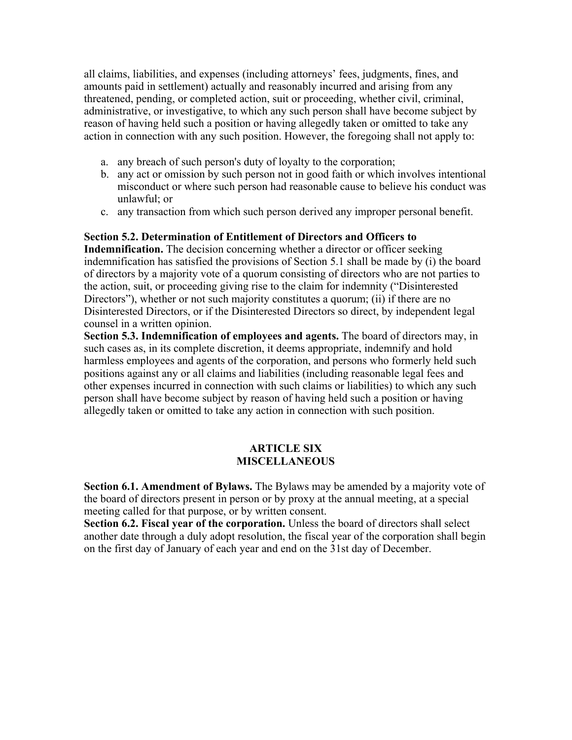all claims, liabilities, and expenses (including attorneys' fees, judgments, fines, and amounts paid in settlement) actually and reasonably incurred and arising from any threatened, pending, or completed action, suit or proceeding, whether civil, criminal, administrative, or investigative, to which any such person shall have become subject by reason of having held such a position or having allegedly taken or omitted to take any action in connection with any such position. However, the foregoing shall not apply to:

a. any breach of such person's duty of loyalty to the corporation;
b. any act or omission by such person not in good faith or which involves intentional misconduct or where such person had reasonable cause to believe his conduct was unlawful; or
c. any transaction from which such person derived any improper personal benefit.

**Section 5.2. Determination of Entitlement of Directors and Officers to Indemnification.** The decision concerning whether a director or officer seeking indemnification has satisfied the provisions of Section 5.1 shall be made by (i) the board of directors by a majority vote of a quorum consisting of directors who are not parties to the action, suit, or proceeding giving rise to the claim for indemnity ("Disinterested Directors"), whether or not such majority constitutes a quorum; (ii) if there are no Disinterested Directors, or if the Disinterested Directors so direct, by independent legal counsel in a written opinion.

**Section 5.3. Indemnification of employees and agents.** The board of directors may, in such cases as, in its complete discretion, it deems appropriate, indemnify and hold harmless employees and agents of the corporation, and persons who formerly held such positions against any or all claims and liabilities (including reasonable legal fees and other expenses incurred in connection with such claims or liabilities) to which any such person shall have become subject by reason of having held such a position or having allegedly taken or omitted to take any action in connection with such position.

## ARTICLE SIX
## MISCELLANEOUS

**Section 6.1. Amendment of Bylaws.** The Bylaws may be amended by a majority vote of the board of directors present in person or by proxy at the annual meeting, at a special meeting called for that purpose, or by written consent.

**Section 6.2. Fiscal year of the corporation.** Unless the board of directors shall select another date through a duly adopt resolution, the fiscal year of the corporation shall begin on the first day of January of each year and end on the 31st day of December.